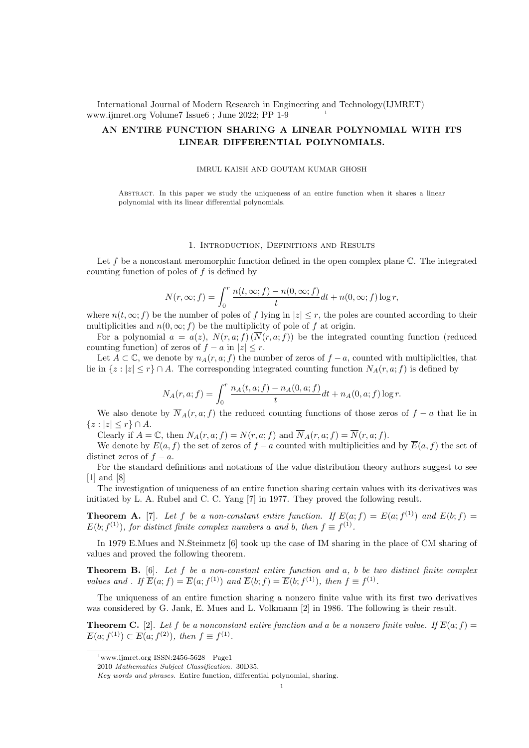# AN ENTIRE FUNCTION SHARING A LINEAR POLYNOMIAL WITH ITS LINEAR DIFFERENTIAL POLYNOMIALS.

IMRUL KAISH AND GOUTAM KUMAR GHOSH

Abstract. In this paper we study the uniqueness of an entire function when it shares a linear polynomial with its linear differential polynomials.

## 1. Introduction, Definitions and Results

Let $f$ be a noncostant meromorphic function defined in the open complex plane $\mathbb{C}$. The integrated counting function of poles of $f$ is defined by

$$N(r, \infty; f) = \int_0^r \frac{n(t, \infty; f) - n(0, \infty; f)}{t} dt + n(0, \infty; f) \log r,$$

where $n(t, \infty; f)$ be the number of poles of $f$ lying in $|z| \leq r$, the poles are counted according to their multiplicities and $n(0, \infty; f)$ be the multiplicity of pole of $f$ at origin.

For a polynomial $a = a(z)$, $N(r, a; f)$ $(\overline{N}(r, a; f))$ be the integrated counting function (reduced counting function) of zeros of $f - a$ in $|z| \leq r$.

Let $A \subset \mathbb{C}$, we denote by $n_A(r, a; f)$ the number of zeros of $f - a$, counted with multiplicities, that lie in $\{z : |z| \leq r\} \cap A$. The corresponding integrated counting function $N_A(r, a; f)$ is defined by

$$N_A(r, a; f) = \int_0^r \frac{n_A(t, a; f) - n_A(0, a; f)}{t} dt + n_A(0, a; f) \log r.$$

We also denote by $\overline{N}_A(r, a; f)$ the reduced counting functions of those zeros of $f - a$ that lie in $\{z : |z| \leq r\} \cap A$.

Clearly if $A = \mathbb{C}$, then $N_A(r, a; f) = N(r, a; f)$ and $\overline{N}_A(r, a; f) = \overline{N}(r, a; f)$.

We denote by $E(a, f)$ the set of zeros of $f - a$ counted with multiplicities and by $\overline{E}(a, f)$ the set of distinct zeros of $f - a$.

For the standard definitions and notations of the value distribution theory authors suggest to see [1] and [8]

The investigation of uniqueness of an entire function sharing certain values with its derivatives was initiated by L. A. Rubel and C. C. Yang [7] in 1977. They proved the following result.

**Theorem A.** [7]. *Let $f$ be a non-constant entire function. If $E(a; f) = E(a; f^{(1)})$ and $E(b; f) = E(b; f^{(1)})$, for distinct finite complex numbers $a$ and $b$, then $f \equiv f^{(1)}$.*

In 1979 E.Mues and N.Steinmetz [6] took up the case of IM sharing in the place of CM sharing of values and proved the following theorem.

**Theorem B.** [6]. *Let $f$ be a non-constant entire function and $a$, $b$ be two distinct finite complex values and . If $\overline{E}(a; f) = \overline{E}(a; f^{(1)})$ and $\overline{E}(b; f) = \overline{E}(b; f^{(1)})$, then $f \equiv f^{(1)}$.*

The uniqueness of an entire function sharing a nonzero finite value with its first two derivatives was considered by G. Jank, E. Mues and L. Volkmann [2] in 1986. The following is their result.

**Theorem C.** [2]. *Let $f$ be a nonconstant entire function and $a$ be a nonzero finite value. If $\overline{E}(a; f) = \overline{E}(a; f^{(1)}) \subset \overline{E}(a; f^{(2)})$, then $f \equiv f^{(1)}$.*

---

2010 *Mathematics Subject Classification.* 30D35.

*Key words and phrases.* Entire function, differential polynomial, sharing.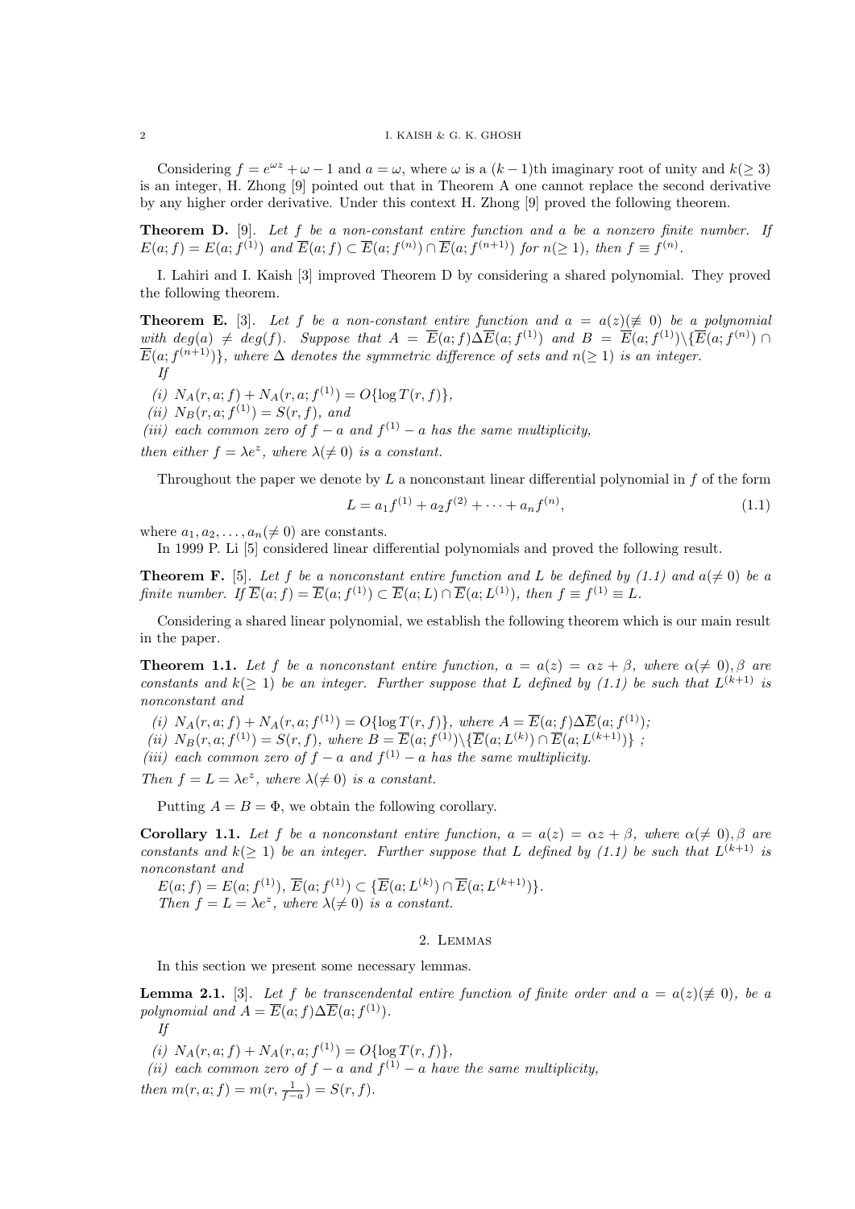Considering $f = e^{\omega z} + \omega - 1$ and $a = \omega$, where $\omega$ is a $(k-1)$th imaginary root of unity and $k(\geq 3)$ is an integer, H. Zhong [9] pointed out that in Theorem A one cannot replace the second derivative by any higher order derivative. Under this context H. Zhong [9] proved the following theorem.

**Theorem D.** [9]. *Let $f$ be a non-constant entire function and $a$ be a nonzero finite number. If $E(a; f) = E(a; f^{(1)})$ and $\overline{E}(a; f) \subset \overline{E}(a; f^{(n)}) \cap \overline{E}(a; f^{(n+1)})$ for $n(\geq 1)$, then $f \equiv f^{(n)}$.*

I. Lahiri and I. Kaish [3] improved Theorem D by considering a shared polynomial. They proved the following theorem.

**Theorem E.** [3]. *Let $f$ be a non-constant entire function and $a = a(z)(\not\equiv 0)$ be a polynomial with $deg(a) \neq deg(f)$. Suppose that $A = \overline{E}(a; f)\Delta\overline{E}(a; f^{(1)})$ and $B = \overline{E}(a; f^{(1)})\backslash\{\overline{E}(a; f^{(n)}) \cap \overline{E}(a; f^{(n+1)})\}$, where $\Delta$ denotes the symmetric difference of sets and $n(\geq 1)$ is an integer.*
*If*

*(i) $N_A(r, a; f) + N_A(r, a; f^{(1)}) = O\{\log T(r, f)\}$,*
*(ii) $N_B(r, a; f^{(1)}) = S(r, f)$, and*
*(iii) each common zero of $f - a$ and $f^{(1)} - a$ has the same multiplicity,*

*then either $f = \lambda e^z$, where $\lambda(\neq 0)$ is a constant.*

Throughout the paper we denote by $L$ a nonconstant linear differential polynomial in $f$ of the form

$$L = a_1 f^{(1)} + a_2 f^{(2)} + \cdots + a_n f^{(n)}, \tag{1.1}$$

where $a_1, a_2, \ldots, a_n(\neq 0)$ are constants.

In 1999 P. Li [5] considered linear differential polynomials and proved the following result.

**Theorem F.** [5]. *Let $f$ be a nonconstant entire function and $L$ be defined by (1.1) and $a(\neq 0)$ be a finite number. If $\overline{E}(a; f) = \overline{E}(a; f^{(1)}) \subset \overline{E}(a; L) \cap \overline{E}(a; L^{(1)})$, then $f \equiv f^{(1)} \equiv L$.*

Considering a shared linear polynomial, we establish the following theorem which is our main result in the paper.

**Theorem 1.1.** *Let $f$ be a nonconstant entire function, $a = a(z) = \alpha z + \beta$, where $\alpha(\neq 0), \beta$ are constants and $k(\geq 1)$ be an integer. Further suppose that $L$ defined by (1.1) be such that $L^{(k+1)}$ is nonconstant and*

*(i) $N_A(r, a; f) + N_A(r, a; f^{(1)}) = O\{\log T(r, f)\}$, where $A = \overline{E}(a; f)\Delta\overline{E}(a; f^{(1)})$;*
*(ii) $N_B(r, a; f^{(1)}) = S(r, f)$, where $B = \overline{E}(a; f^{(1)})\backslash\{\overline{E}(a; L^{(k)}) \cap \overline{E}(a; L^{(k+1)})\}$ ;*
*(iii) each common zero of $f - a$ and $f^{(1)} - a$ has the same multiplicity.*

*Then $f = L = \lambda e^z$, where $\lambda(\neq 0)$ is a constant.*

Putting $A = B = \Phi$, we obtain the following corollary.

**Corollary 1.1.** *Let $f$ be a nonconstant entire function, $a = a(z) = \alpha z + \beta$, where $\alpha(\neq 0), \beta$ are constants and $k(\geq 1)$ be an integer. Further suppose that $L$ defined by (1.1) be such that $L^{(k+1)}$ is nonconstant and*
*$E(a; f) = E(a; f^{(1)})$, $\overline{E}(a; f^{(1)}) \subset \{\overline{E}(a; L^{(k)}) \cap \overline{E}(a; L^{(k+1)})\}$.*
*Then $f = L = \lambda e^z$, where $\lambda(\neq 0)$ is a constant.*

## 2. Lemmas

In this section we present some necessary lemmas.

**Lemma 2.1.** [3]. *Let $f$ be transcendental entire function of finite order and $a = a(z)(\not\equiv 0)$, be a polynomial and $A = \overline{E}(a; f)\Delta\overline{E}(a; f^{(1)})$.*
*If*

*(i) $N_A(r, a; f) + N_A(r, a; f^{(1)}) = O\{\log T(r, f)\}$,*
*(ii) each common zero of $f - a$ and $f^{(1)} - a$ have the same multiplicity,*

*then $m(r, a; f) = m(r, \frac{1}{f-a}) = S(r, f)$.*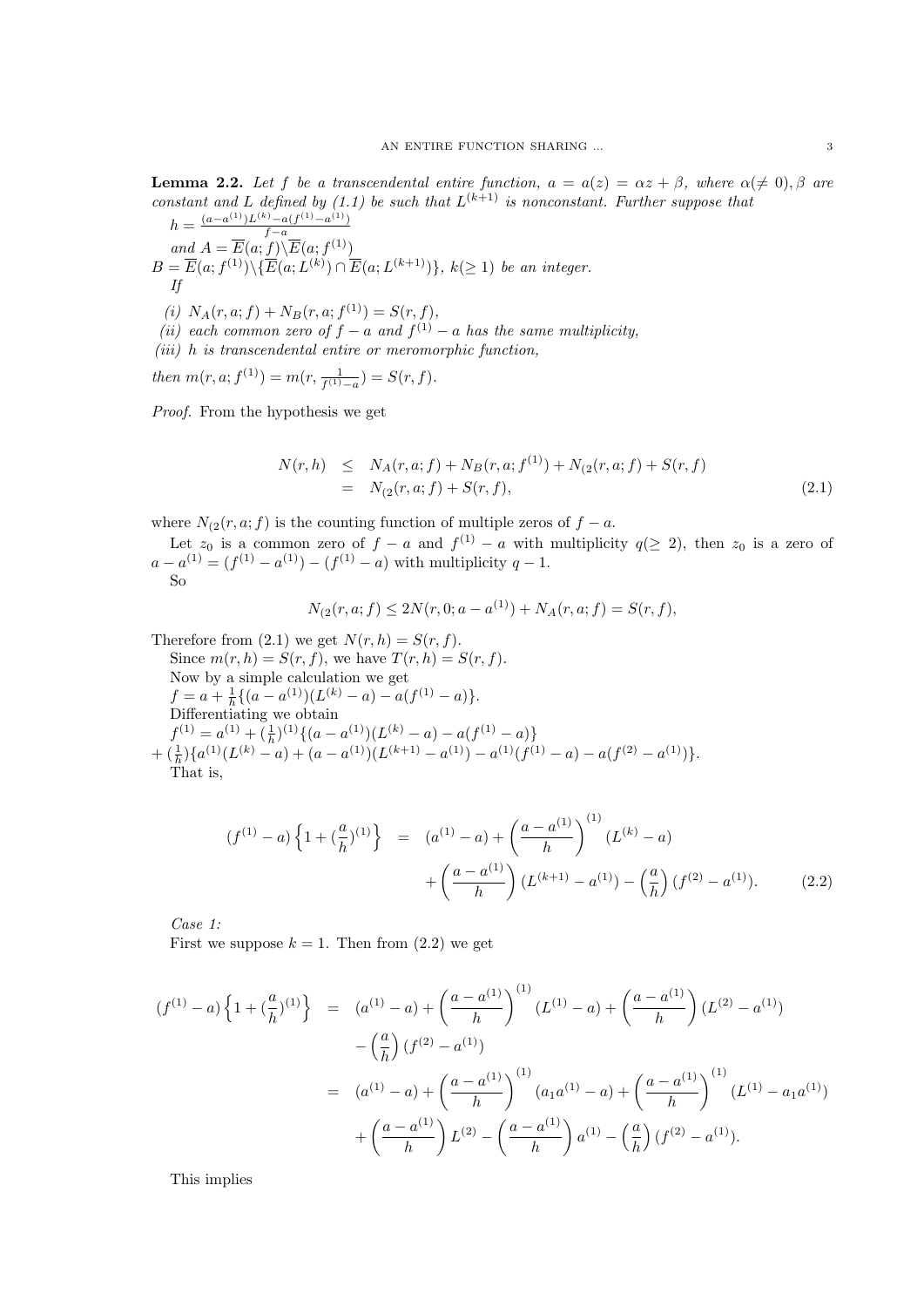**Lemma 2.2.** *Let $f$ be a transcendental entire function, $a = a(z) = \alpha z + \beta$, where $\alpha(\neq 0), \beta$ are constant and $L$ defined by (1.1) be such that $L^{(k+1)}$ is nonconstant. Further suppose that*
$h = \frac{(a-a^{(1)})L^{(k)} - a(f^{(1)}-a^{(1)})}{f-a}$
*and* $A = \overline{E}(a;f)\backslash\overline{E}(a;f^{(1)})$
$B = \overline{E}(a;f^{(1)})\backslash\{\overline{E}(a;L^{(k)}) \cap \overline{E}(a;L^{(k+1)})\}$, *$k(\geq 1)$ be an integer.*
*If*

*(i)* $N_A(r,a;f) + N_B(r,a;f^{(1)}) = S(r,f)$,
*(ii) each common zero of $f-a$ and $f^{(1)}-a$ has the same multiplicity,*
*(iii) $h$ is transcendental entire or meromorphic function,*

*then* $m(r,a;f^{(1)}) = m(r,\frac{1}{f^{(1)}-a}) = S(r,f)$.

*Proof.* From the hypothesis we get

$$
\begin{aligned}
N(r,h) &\leq N_A(r,a;f) + N_B(r,a;f^{(1)}) + N_{(2}(r,a;f) + S(r,f) \\
&= N_{(2}(r,a;f) + S(r,f), \qquad (2.1)
\end{aligned}
$$

where $N_{(2}(r,a;f)$ is the counting function of multiple zeros of $f-a$.

Let $z_0$ is a common zero of $f-a$ and $f^{(1)}-a$ with multiplicity $q(\geq 2)$, then $z_0$ is a zero of $a - a^{(1)} = (f^{(1)} - a^{(1)}) - (f^{(1)} - a)$ with multiplicity $q-1$.

So

$$
N_{(2}(r,a;f) \leq 2N(r,0;a-a^{(1)}) + N_A(r,a;f) = S(r,f),
$$

Therefore from (2.1) we get $N(r,h) = S(r,f)$.

Since $m(r,h) = S(r,f)$, we have $T(r,h) = S(r,f)$.

Now by a simple calculation we get

$f = a + \frac{1}{h}\{(a-a^{(1)})(L^{(k)}-a) - a(f^{(1)}-a)\}$.

Differentiating we obtain

$f^{(1)} = a^{(1)} + (\frac{1}{h})^{(1)}\{(a-a^{(1)})(L^{(k)}-a) - a(f^{(1)}-a)\}$
$+ (\frac{1}{h})\{a^{(1)}(L^{(k)}-a) + (a-a^{(1)})(L^{(k+1)}-a^{(1)}) - a^{(1)}(f^{(1)}-a) - a(f^{(2)}-a^{(1)})\}$.

That is,

$$
\begin{aligned}
(f^{(1)}-a)\left\{1 + (\frac{a}{h})^{(1)}\right\} &= (a^{(1)}-a) + \left(\frac{a-a^{(1)}}{h}\right)^{(1)}(L^{(k)}-a) \\
&\quad + \left(\frac{a-a^{(1)}}{h}\right)(L^{(k+1)}-a^{(1)}) - \left(\frac{a}{h}\right)(f^{(2)}-a^{(1)}). \qquad (2.2)
\end{aligned}
$$

*Case 1:*

First we suppose $k=1$. Then from (2.2) we get

$$
\begin{aligned}
(f^{(1)}-a)\left\{1 + (\frac{a}{h})^{(1)}\right\} &= (a^{(1)}-a) + \left(\frac{a-a^{(1)}}{h}\right)^{(1)}(L^{(1)}-a) + \left(\frac{a-a^{(1)}}{h}\right)(L^{(2)}-a^{(1)}) \\
&\quad - \left(\frac{a}{h}\right)(f^{(2)}-a^{(1)}) \\
&= (a^{(1)}-a) + \left(\frac{a-a^{(1)}}{h}\right)^{(1)}(a_1 a^{(1)} - a) + \left(\frac{a-a^{(1)}}{h}\right)^{(1)}(L^{(1)} - a_1 a^{(1)}) \\
&\quad + \left(\frac{a-a^{(1)}}{h}\right)L^{(2)} - \left(\frac{a-a^{(1)}}{h}\right)a^{(1)} - \left(\frac{a}{h}\right)(f^{(2)}-a^{(1)}).
\end{aligned}
$$

This implies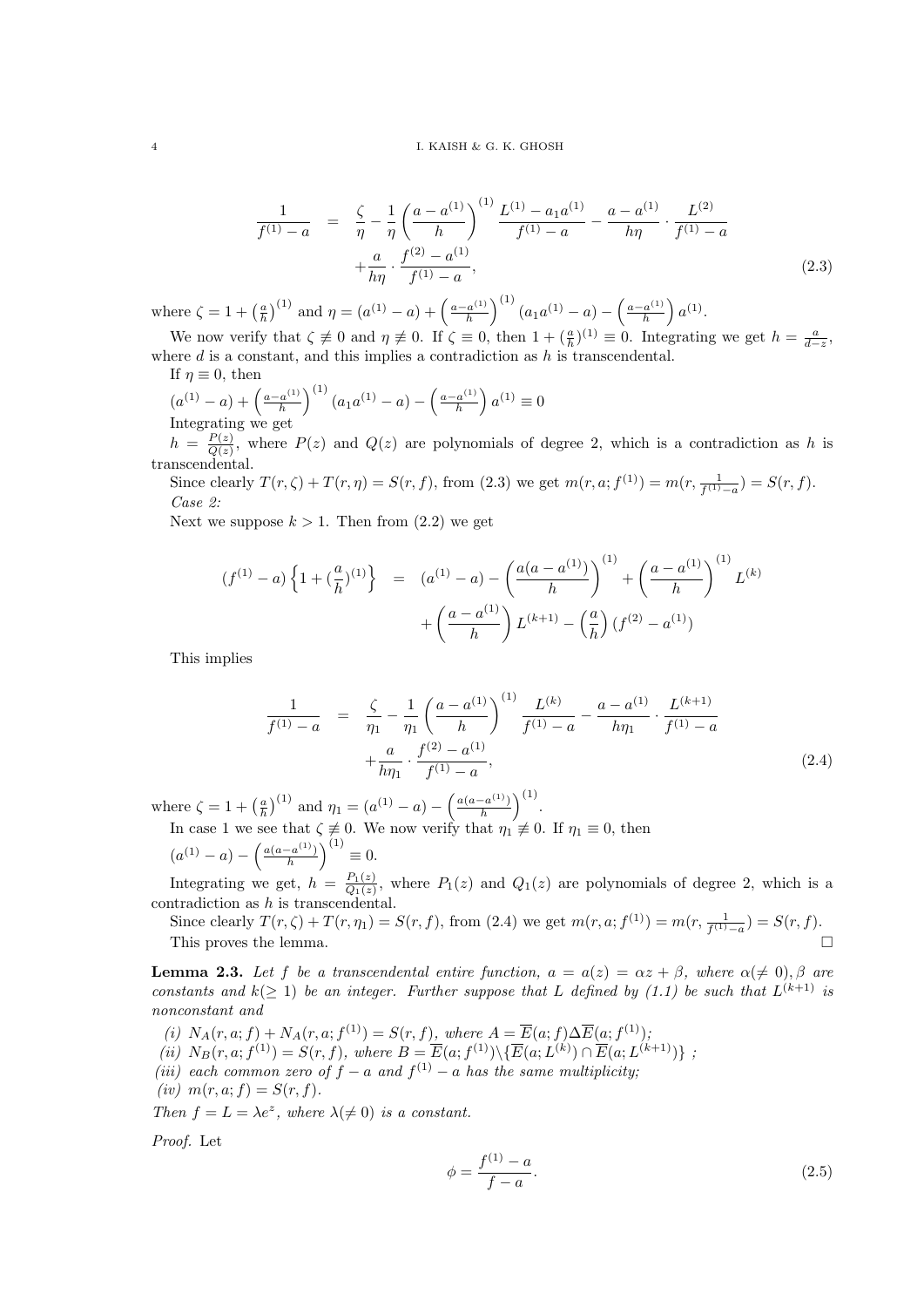$$
\begin{aligned}
\frac{1}{f^{(1)}-a} &= \frac{\zeta}{\eta}-\frac{1}{\eta}\left(\frac{a-a^{(1)}}{h}\right)^{(1)}\frac{L^{(1)}-a_1a^{(1)}}{f^{(1)}-a}-\frac{a-a^{(1)}}{h\eta}\cdot\frac{L^{(2)}}{f^{(1)}-a}\\
&\quad+\frac{a}{h\eta}\cdot\frac{f^{(2)}-a^{(1)}}{f^{(1)}-a},
\end{aligned}
\tag{2.3}
$$

where $\zeta = 1+\left(\frac{a}{h}\right)^{(1)}$ and $\eta = (a^{(1)}-a)+\left(\frac{a-a^{(1)}}{h}\right)^{(1)}(a_1a^{(1)}-a)-\left(\frac{a-a^{(1)}}{h}\right)a^{(1)}$.

We now verify that $\zeta \not\equiv 0$ and $\eta \not\equiv 0$. If $\zeta \equiv 0$, then $1+(\frac{a}{h})^{(1)} \equiv 0$. Integrating we get $h = \frac{a}{d-z}$, where $d$ is a constant, and this implies a contradiction as $h$ is transcendental.

If $\eta \equiv 0$, then

$(a^{(1)}-a)+\left(\frac{a-a^{(1)}}{h}\right)^{(1)}(a_1a^{(1)}-a)-\left(\frac{a-a^{(1)}}{h}\right)a^{(1)} \equiv 0$

Integrating we get

$h = \frac{P(z)}{Q(z)}$, where $P(z)$ and $Q(z)$ are polynomials of degree 2, which is a contradiction as $h$ is transcendental.

Since clearly $T(r,\zeta)+T(r,\eta) = S(r,f)$, from (2.3) we get $m(r,a;f^{(1)}) = m(r,\frac{1}{f^{(1)}-a}) = S(r,f)$.

*Case 2:*

Next we suppose $k>1$. Then from (2.2) we get

$$
\begin{aligned}
(f^{(1)}-a)\left\{1+(\frac{a}{h})^{(1)}\right\} &= (a^{(1)}-a)-\left(\frac{a(a-a^{(1)})}{h}\right)^{(1)}+\left(\frac{a-a^{(1)}}{h}\right)^{(1)}L^{(k)}\\
&\quad+\left(\frac{a-a^{(1)}}{h}\right)L^{(k+1)}-\left(\frac{a}{h}\right)(f^{(2)}-a^{(1)})
\end{aligned}
$$

This implies

$$
\begin{aligned}
\frac{1}{f^{(1)}-a} &= \frac{\zeta}{\eta_1}-\frac{1}{\eta_1}\left(\frac{a-a^{(1)}}{h}\right)^{(1)}\frac{L^{(k)}}{f^{(1)}-a}-\frac{a-a^{(1)}}{h\eta_1}\cdot\frac{L^{(k+1)}}{f^{(1)}-a}\\
&\quad+\frac{a}{h\eta_1}\cdot\frac{f^{(2)}-a^{(1)}}{f^{(1)}-a},
\end{aligned}
\tag{2.4}
$$

where $\zeta = 1+\left(\frac{a}{h}\right)^{(1)}$ and $\eta_1 = (a^{(1)}-a)-\left(\frac{a(a-a^{(1)})}{h}\right)^{(1)}$.

In case 1 we see that $\zeta \not\equiv 0$. We now verify that $\eta_1 \not\equiv 0$. If $\eta_1 \equiv 0$, then

$(a^{(1)}-a)-\left(\frac{a(a-a^{(1)})}{h}\right)^{(1)} \equiv 0.$

Integrating we get, $h = \frac{P_1(z)}{Q_1(z)}$, where $P_1(z)$ and $Q_1(z)$ are polynomials of degree 2, which is a contradiction as $h$ is transcendental.

Since clearly $T(r,\zeta)+T(r,\eta_1) = S(r,f)$, from (2.4) we get $m(r,a;f^{(1)}) = m(r,\frac{1}{f^{(1)}-a}) = S(r,f)$.

This proves the lemma. □

**Lemma 2.3.** *Let $f$ be a transcendental entire function, $a = a(z) = \alpha z+\beta$, where $\alpha(\neq 0),\beta$ are constants and $k(\geq 1)$ be an integer. Further suppose that $L$ defined by (1.1) be such that $L^{(k+1)}$ is nonconstant and*

*(i) $N_A(r,a;f)+N_A(r,a;f^{(1)}) = S(r,f)$, where $A = \overline{E}(a;f)\Delta\overline{E}(a;f^{(1)})$;*

*(ii) $N_B(r,a;f^{(1)}) = S(r,f)$, where $B = \overline{E}(a;f^{(1)})\backslash\{\overline{E}(a;L^{(k)})\cap\overline{E}(a;L^{(k+1)})\}$ ;*

*(iii) each common zero of $f-a$ and $f^{(1)}-a$ has the same multiplicity;*

*(iv) $m(r,a;f) = S(r,f)$.*

*Then $f = L = \lambda e^z$, where $\lambda(\neq 0)$ is a constant.*

*Proof.* Let

$$
\phi = \frac{f^{(1)}-a}{f-a}.
\tag{2.5}
$$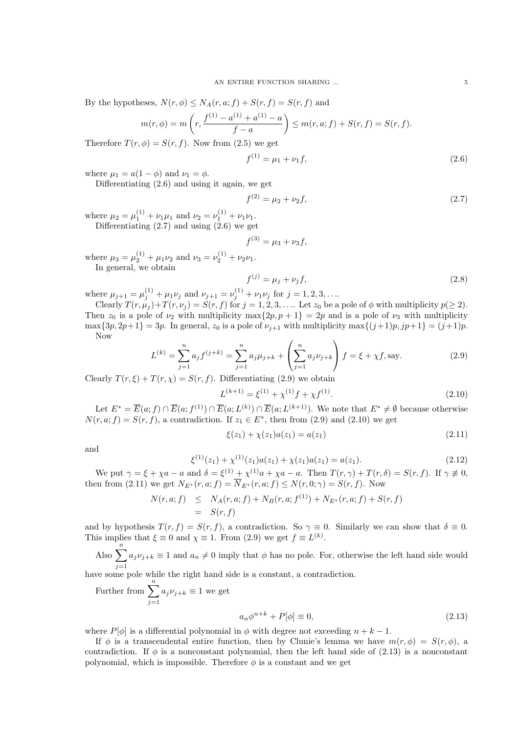By the hypotheses, $N(r,\phi) \leq N_A(r,a;f) + S(r,f) = S(r,f)$ and

$$m(r,\phi) = m\left(r, \frac{f^{(1)} - a^{(1)} + a^{(1)} - a}{f - a}\right) \leq m(r,a;f) + S(r,f) = S(r,f).$$

Therefore $T(r,\phi) = S(r,f)$. Now from (2.5) we get

$$f^{(1)} = \mu_1 + \nu_1 f, \tag{2.6}$$

where $\mu_1 = a(1-\phi)$ and $\nu_1 = \phi$.

Differentiating (2.6) and using it again, we get

$$f^{(2)} = \mu_2 + \nu_2 f, \tag{2.7}$$

where $\mu_2 = \mu_1^{(1)} + \nu_1\mu_1$ and $\nu_2 = \nu_1^{(1)} + \nu_1\nu_1$.

Differentiating (2.7) and using (2.6) we get

$$f^{(3)} = \mu_3 + \nu_3 f,$$

where $\mu_3 = \mu_2^{(1)} + \mu_1\nu_2$ and $\nu_3 = \nu_2^{(1)} + \nu_2\nu_1$.

In general, we obtain

$$f^{(j)} = \mu_j + \nu_j f, \tag{2.8}$$

where $\mu_{j+1} = \mu_j^{(1)} + \mu_1\nu_j$ and $\nu_{j+1} = \nu_j^{(1)} + \nu_1\nu_j$ for $j = 1, 2, 3, \ldots$.

Clearly $T(r,\mu_j) + T(r,\nu_j) = S(r,f)$ for $j = 1, 2, 3, \ldots$. Let $z_0$ be a pole of $\phi$ with multiplicity $p(\geq 2)$. Then $z_0$ is a pole of $\nu_2$ with multiplicity $\max\{2p, p+1\} = 2p$ and is a pole of $\nu_3$ with multiplicity $\max\{3p, 2p+1\} = 3p$. In general, $z_0$ is a pole of $\nu_{j+1}$ with multiplicity $\max\{(j+1)p, jp+1\} = (j+1)p$.

Now

$$L^{(k)} = \sum_{j=1}^{n} a_j f^{(j+k)} = \sum_{j=1}^{n} a_j \mu_{j+k} + \left(\sum_{j=1}^{n} a_j \nu_{j+k}\right) f = \xi + \chi f, \text{say}. \tag{2.9}$$

Clearly $T(r,\xi) + T(r,\chi) = S(r,f)$. Differentiating (2.9) we obtain

$$L^{(k+1)} = \xi^{(1)} + \chi^{(1)} f + \chi f^{(1)}. \tag{2.10}$$

Let $E^* = \overline{E}(a;f) \cap \overline{E}(a;f^{(1)}) \cap \overline{E}(a;L^{(k)}) \cap \overline{E}(a;L^{(k+1)})$. We note that $E^* \neq \emptyset$ because otherwise $N(r,a;f) = S(r,f)$, a contradiction. If $z_1 \in E^*$, then from (2.9) and (2.10) we get

$$\xi(z_1) + \chi(z_1)a(z_1) = a(z_1) \tag{2.11}$$

and

$$\xi^{(1)}(z_1) + \chi^{(1)}(z_1)a(z_1) + \chi(z_1)a(z_1) = a(z_1). \tag{2.12}$$

We put $\gamma = \xi + \chi a - a$ and $\delta = \xi^{(1)} + \chi^{(1)}a + \chi a - a$. Then $T(r,\gamma) + T(r,\delta) = S(r,f)$. If $\gamma \not\equiv 0$, then from (2.11) we get $N_{E^*}(r,a;f) = \overline{N}_{E^*}(r,a;f) \leq N(r,0;\gamma) = S(r,f)$. Now

$$\begin{aligned} N(r,a;f) &\leq N_A(r,a;f) + N_B(r,a;f^{(1)}) + N_{E^*}(r,a;f) + S(r,f) \\ &= S(r,f) \end{aligned}$$

and by hypothesis $T(r,f) = S(r,f)$, a contradiction. So $\gamma \equiv 0$. Similarly we can show that $\delta \equiv 0$. This implies that $\xi \equiv 0$ and $\chi \equiv 1$. From (2.9) we get $f \equiv L^{(k)}$.

Also $\sum_{j=1}^{n} a_j \nu_{j+k} \equiv 1$ and $a_n \neq 0$ imply that $\phi$ has no pole. For, otherwise the left hand side would have some pole while the right hand side is a constant, a contradiction.

Further from $\sum_{j=1}^{n} a_j \nu_{j+k} \equiv 1$ we get

$$a_n \phi^{n+k} + P[\phi] \equiv 0, \tag{2.13}$$

where $P[\phi]$ is a differential polynomial in $\phi$ with degree not exceeding $n+k-1$.

If $\phi$ is a transcendental entire function, then by Clunie's lemma we have $m(r,\phi) = S(r,\phi)$, a contradiction. If $\phi$ is a nonconstant polynomial, then the left hand side of (2.13) is a nonconstant polynomial, which is impossible. Therefore $\phi$ is a constant and we get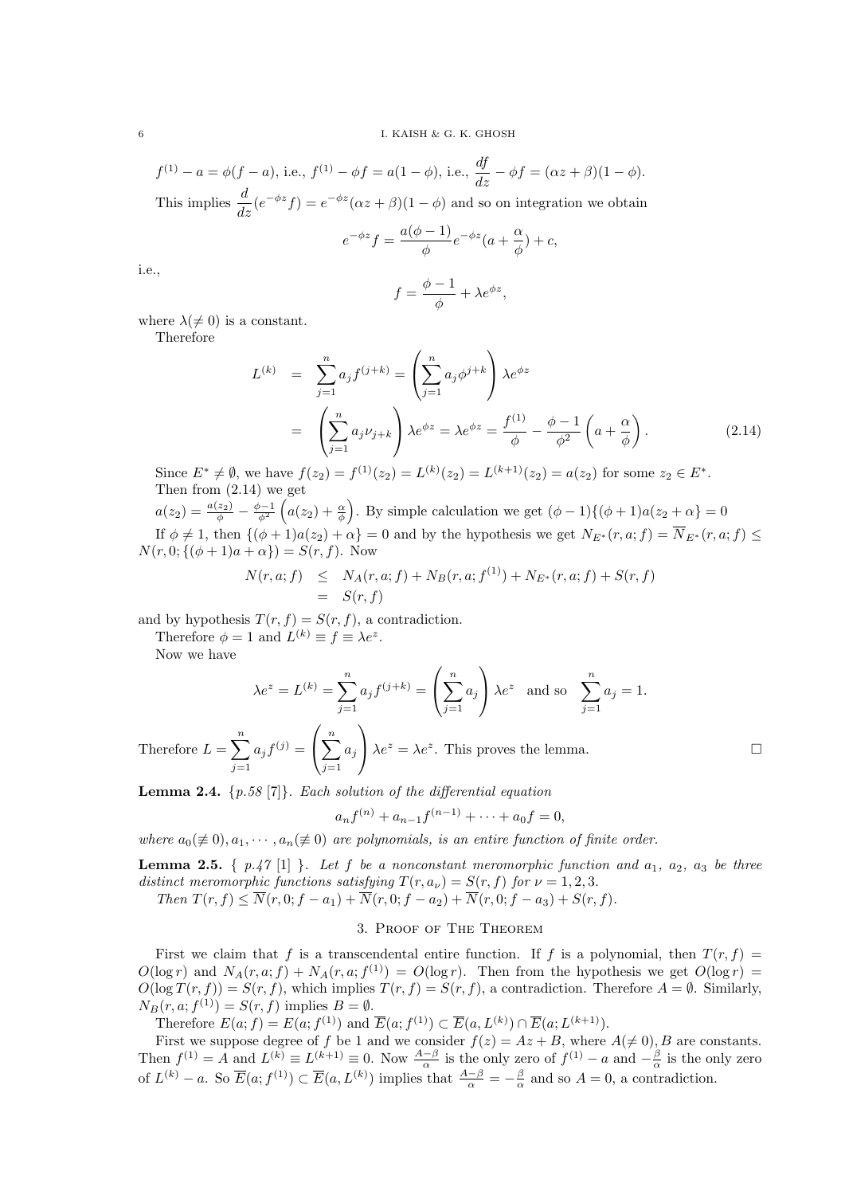$f^{(1)}-a=\phi(f-a)$, i.e., $f^{(1)}-\phi f=a(1-\phi)$, i.e., $\dfrac{df}{dz}-\phi f=(\alpha z+\beta)(1-\phi)$.

This implies $\dfrac{d}{dz}(e^{-\phi z}f)=e^{-\phi z}(\alpha z+\beta)(1-\phi)$ and so on integration we obtain

$$e^{-\phi z}f=\frac{a(\phi-1)}{\phi}e^{-\phi z}(a+\frac{\alpha}{\phi})+c,$$

i.e.,

$$f=\frac{\phi-1}{\phi}+\lambda e^{\phi z},$$

where $\lambda(\neq 0)$ is a constant.

Therefore

$$\begin{aligned} L^{(k)} &= \sum_{j=1}^{n}a_j f^{(j+k)}=\left(\sum_{j=1}^{n}a_j\phi^{j+k}\right)\lambda e^{\phi z} \\ &= \left(\sum_{j=1}^{n}a_j\nu_{j+k}\right)\lambda e^{\phi z}=\lambda e^{\phi z}=\frac{f^{(1)}}{\phi}-\frac{\phi-1}{\phi^2}\left(a+\frac{\alpha}{\phi}\right). \end{aligned} \tag{2.14}$$

Since $E^*\neq\emptyset$, we have $f(z_2)=f^{(1)}(z_2)=L^{(k)}(z_2)=L^{(k+1)}(z_2)=a(z_2)$ for some $z_2\in E^*$.

Then from (2.14) we get

$a(z_2)=\frac{a(z_2)}{\phi}-\frac{\phi-1}{\phi^2}\left(a(z_2)+\frac{\alpha}{\phi}\right)$. By simple calculation we get $(\phi-1)\{(\phi+1)a(z_2+\alpha\}=0$

If $\phi\neq 1$, then $\{(\phi+1)a(z_2)+\alpha\}=0$ and by the hypothesis we get $N_{E^*}(r,a;f)=\overline{N}_{E^*}(r,a;f)\leq N(r,0;\{(\phi+1)a+\alpha\})=S(r,f)$. Now

$$\begin{aligned} N(r,a;f) &\leq N_A(r,a;f)+N_B(r,a;f^{(1)})+N_{E^*}(r,a;f)+S(r,f) \\ &= S(r,f) \end{aligned}$$

and by hypothesis $T(r,f)=S(r,f)$, a contradiction.

Therefore $\phi=1$ and $L^{(k)}\equiv f\equiv\lambda e^z$.

Now we have

$$\lambda e^z=L^{(k)}=\sum_{j=1}^{n}a_j f^{(j+k)}=\left(\sum_{j=1}^{n}a_j\right)\lambda e^z \quad\text{and so}\quad \sum_{j=1}^{n}a_j=1.$$

Therefore $L=\displaystyle\sum_{j=1}^{n}a_j f^{(j)}=\left(\sum_{j=1}^{n}a_j\right)\lambda e^z=\lambda e^z$. This proves the lemma. □

**Lemma 2.4.** {*p.58* [7]}. *Each solution of the differential equation*

$$a_n f^{(n)}+a_{n-1}f^{(n-1)}+\cdots+a_0 f=0,$$

*where $a_0(\not\equiv 0),a_1,\cdots,a_n(\not\equiv 0)$ are polynomials, is an entire function of finite order.*

**Lemma 2.5.** { *p.47* [1] }. *Let $f$ be a nonconstant meromorphic function and $a_1$, $a_2$, $a_3$ be three distinct meromorphic functions satisfying $T(r,a_\nu)=S(r,f)$ for $\nu=1,2,3$.*

*Then $T(r,f)\leq\overline{N}(r,0;f-a_1)+\overline{N}(r,0;f-a_2)+\overline{N}(r,0;f-a_3)+S(r,f)$.*

## 3. Proof of The Theorem

First we claim that $f$ is a transcendental entire function. If $f$ is a polynomial, then $T(r,f)=O(\log r)$ and $N_A(r,a;f)+N_A(r,a;f^{(1)})=O(\log r)$. Then from the hypothesis we get $O(\log r)=O(\log T(r,f))=S(r,f)$, which implies $T(r,f)=S(r,f)$, a contradiction. Therefore $A=\emptyset$. Similarly, $N_B(r,a;f^{(1)})=S(r,f)$ implies $B=\emptyset$.

Therefore $E(a;f)=E(a;f^{(1)})$ and $\overline{E}(a;f^{(1)})\subset\overline{E}(a,L^{(k)})\cap\overline{E}(a;L^{(k+1)})$.

First we suppose degree of $f$ be 1 and we consider $f(z)=Az+B$, where $A(\neq 0),B$ are constants. Then $f^{(1)}=A$ and $L^{(k)}\equiv L^{(k+1)}\equiv 0$. Now $\frac{A-\beta}{\alpha}$ is the only zero of $f^{(1)}-a$ and $-\frac{\beta}{\alpha}$ is the only zero of $L^{(k)}-a$. So $\overline{E}(a;f^{(1)})\subset\overline{E}(a,L^{(k)})$ implies that $\frac{A-\beta}{\alpha}=-\frac{\beta}{\alpha}$ and so $A=0$, a contradiction.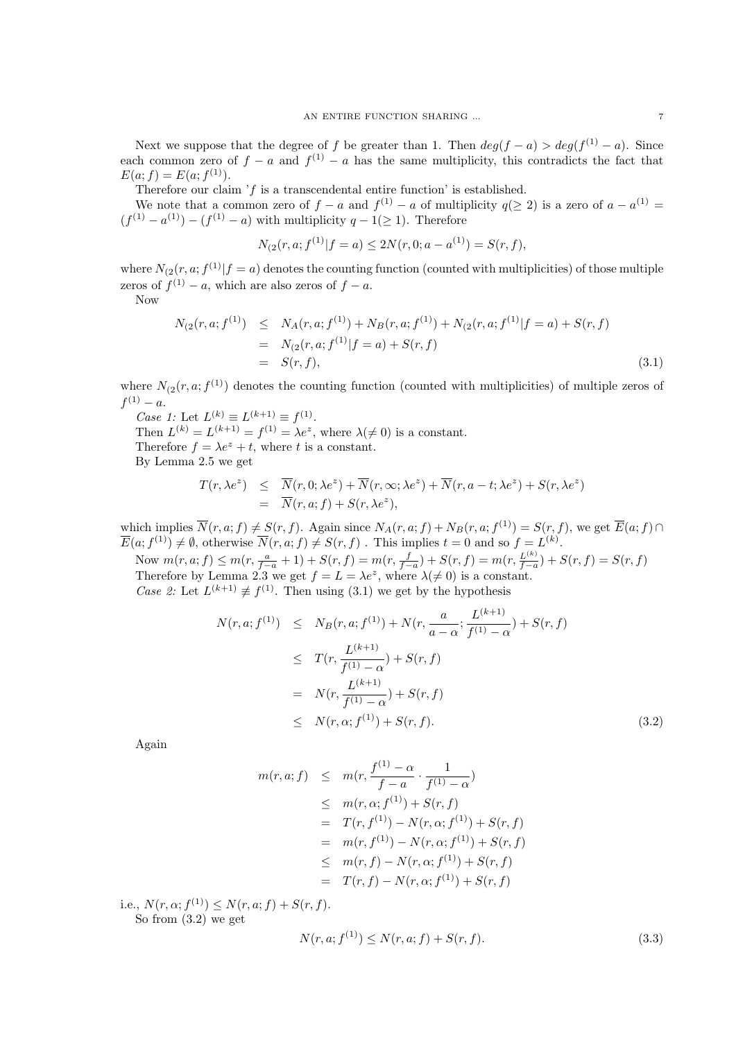Next we suppose that the degree of $f$ be greater than 1. Then $deg(f-a) > deg(f^{(1)}-a)$. Since each common zero of $f-a$ and $f^{(1)}-a$ has the same multiplicity, this contradicts the fact that $E(a;f) = E(a;f^{(1)})$.

Therefore our claim '$f$ is a transcendental entire function' is established.

We note that a common zero of $f-a$ and $f^{(1)}-a$ of multiplicity $q(\geq 2)$ is a zero of $a - a^{(1)} = (f^{(1)} - a^{(1)}) - (f^{(1)} - a)$ with multiplicity $q-1(\geq 1)$. Therefore

$$N_{(2}(r,a;f^{(1)}|f=a) \leq 2N(r,0;a-a^{(1)}) = S(r,f),$$

where $N_{(2}(r,a;f^{(1)}|f=a)$ denotes the counting function (counted with multiplicities) of those multiple zeros of $f^{(1)}-a$, which are also zeros of $f-a$.

Now

$$\begin{aligned}
N_{(2}(r,a;f^{(1)}) &\leq N_A(r,a;f^{(1)}) + N_B(r,a;f^{(1)}) + N_{(2}(r,a;f^{(1)}|f=a) + S(r,f) \\
&= N_{(2}(r,a;f^{(1)}|f=a) + S(r,f) \\
&= S(r,f), \qquad\qquad (3.1)
\end{aligned}$$

where $N_{(2}(r,a;f^{(1)})$ denotes the counting function (counted with multiplicities) of multiple zeros of $f^{(1)}-a$.

*Case 1:* Let $L^{(k)} \equiv L^{(k+1)} \equiv f^{(1)}$.

Then $L^{(k)} = L^{(k+1)} = f^{(1)} = \lambda e^z$, where $\lambda(\neq 0)$ is a constant.

Therefore $f = \lambda e^z + t$, where $t$ is a constant.

By Lemma 2.5 we get

$$\begin{aligned}
T(r,\lambda e^z) &\leq \overline{N}(r,0;\lambda e^z) + \overline{N}(r,\infty;\lambda e^z) + \overline{N}(r,a-t;\lambda e^z) + S(r,\lambda e^z) \\
&= \overline{N}(r,a;f) + S(r,\lambda e^z),
\end{aligned}$$

which implies $\overline{N}(r,a;f) \neq S(r,f)$. Again since $N_A(r,a;f) + N_B(r,a;f^{(1)}) = S(r,f)$, we get $\overline{E}(a;f) \cap \overline{E}(a;f^{(1)}) \neq \emptyset$, otherwise $\overline{N}(r,a;f) \neq S(r,f)$ . This implies $t=0$ and so $f = L^{(k)}$.

Now $m(r,a;f) \leq m(r,\frac{a}{f-a}+1) + S(r,f) = m(r,\frac{f}{f-a}) + S(r,f) = m(r,\frac{L^{(k)}}{f-a}) + S(r,f) = S(r,f)$

Therefore by Lemma 2.3 we get $f = L = \lambda e^z$, where $\lambda(\neq 0)$ is a constant.

*Case 2:* Let $L^{(k+1)} \not\equiv f^{(1)}$. Then using (3.1) we get by the hypothesis

$$\begin{aligned}
N(r,a;f^{(1)}) &\leq N_B(r,a;f^{(1)}) + N(r,\frac{a}{a-\alpha};\frac{L^{(k+1)}}{f^{(1)}-\alpha}) + S(r,f) \\
&\leq T(r,\frac{L^{(k+1)}}{f^{(1)}-\alpha}) + S(r,f) \\
&= N(r,\frac{L^{(k+1)}}{f^{(1)}-\alpha}) + S(r,f) \\
&\leq N(r,\alpha;f^{(1)}) + S(r,f). \qquad\qquad (3.2)
\end{aligned}$$

Again

$$\begin{aligned}
m(r,a;f) &\leq m(r,\frac{f^{(1)}-\alpha}{f-a}\cdot\frac{1}{f^{(1)}-\alpha}) \\
&\leq m(r,\alpha;f^{(1)}) + S(r,f) \\
&= T(r,f^{(1)}) - N(r,\alpha;f^{(1)}) + S(r,f) \\
&= m(r,f^{(1)}) - N(r,\alpha;f^{(1)}) + S(r,f) \\
&\leq m(r,f) - N(r,\alpha;f^{(1)}) + S(r,f) \\
&= T(r,f) - N(r,\alpha;f^{(1)}) + S(r,f)
\end{aligned}$$

i.e., $N(r,\alpha;f^{(1)}) \leq N(r,a;f) + S(r,f)$.

So from (3.2) we get

$$N(r,a;f^{(1)}) \leq N(r,a;f) + S(r,f). \qquad\qquad (3.3)$$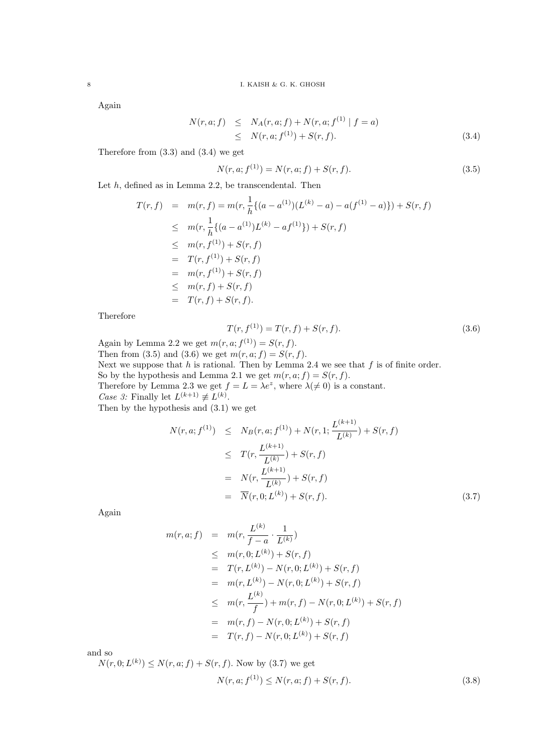Again

$$
\begin{aligned}
N(r,a;f) &\leq N_A(r,a;f) + N(r,a;f^{(1)} \mid f=a) \\
&\leq N(r,a;f^{(1)}) + S(r,f). \qquad (3.4)
\end{aligned}
$$

Therefore from (3.3) and (3.4) we get

$$
N(r,a;f^{(1)}) = N(r,a;f) + S(r,f). \qquad (3.5)
$$

Let $h$, defined as in Lemma 2.2, be transcendental. Then

$$
\begin{aligned}
T(r,f) &= m(r,f) = m(r, \frac{1}{h}\{(a-a^{(1)})(L^{(k)}-a) - a(f^{(1)}-a)\}) + S(r,f) \\
&\leq m(r, \frac{1}{h}\{(a-a^{(1)})L^{(k)} - af^{(1)}\}) + S(r,f) \\
&\leq m(r,f^{(1)}) + S(r,f) \\
&= T(r,f^{(1)}) + S(r,f) \\
&= m(r,f^{(1)}) + S(r,f) \\
&\leq m(r,f) + S(r,f) \\
&= T(r,f) + S(r,f).
\end{aligned}
$$

Therefore

$$
T(r,f^{(1)}) = T(r,f) + S(r,f). \qquad (3.6)
$$

Again by Lemma 2.2 we get $m(r,a;f^{(1)}) = S(r,f)$.
Then from (3.5) and (3.6) we get $m(r,a;f) = S(r,f)$.
Next we suppose that $h$ is rational. Then by Lemma 2.4 we see that $f$ is of finite order.
So by the hypothesis and Lemma 2.1 we get $m(r,a;f) = S(r,f)$.
Therefore by Lemma 2.3 we get $f = L = \lambda e^z$, where $\lambda (\neq 0)$ is a constant.
*Case 3:* Finally let $L^{(k+1)} \not\equiv L^{(k)}$.
Then by the hypothesis and (3.1) we get

$$
\begin{aligned}
N(r,a;f^{(1)}) &\leq N_B(r,a;f^{(1)}) + N(r,1;\frac{L^{(k+1)}}{L^{(k)}}) + S(r,f) \\
&\leq T(r, \frac{L^{(k+1)}}{L^{(k)}}) + S(r,f) \\
&= N(r, \frac{L^{(k+1)}}{L^{(k)}}) + S(r,f) \\
&= \overline{N}(r,0;L^{(k)}) + S(r,f). \qquad (3.7)
\end{aligned}
$$

Again

$$
\begin{aligned}
m(r,a;f) &= m(r, \frac{L^{(k)}}{f-a} \cdot \frac{1}{L^{(k)}}) \\
&\leq m(r,0;L^{(k)}) + S(r,f) \\
&= T(r,L^{(k)}) - N(r,0;L^{(k)}) + S(r,f) \\
&= m(r,L^{(k)}) - N(r,0;L^{(k)}) + S(r,f) \\
&\leq m(r, \frac{L^{(k)}}{f}) + m(r,f) - N(r,0;L^{(k)}) + S(r,f) \\
&= m(r,f) - N(r,0;L^{(k)}) + S(r,f) \\
&= T(r,f) - N(r,0;L^{(k)}) + S(r,f)
\end{aligned}
$$

and so
$N(r,0;L^{(k)}) \leq N(r,a;f) + S(r,f)$. Now by (3.7) we get

$$
N(r,a;f^{(1)}) \leq N(r,a;f) + S(r,f). \qquad (3.8)
$$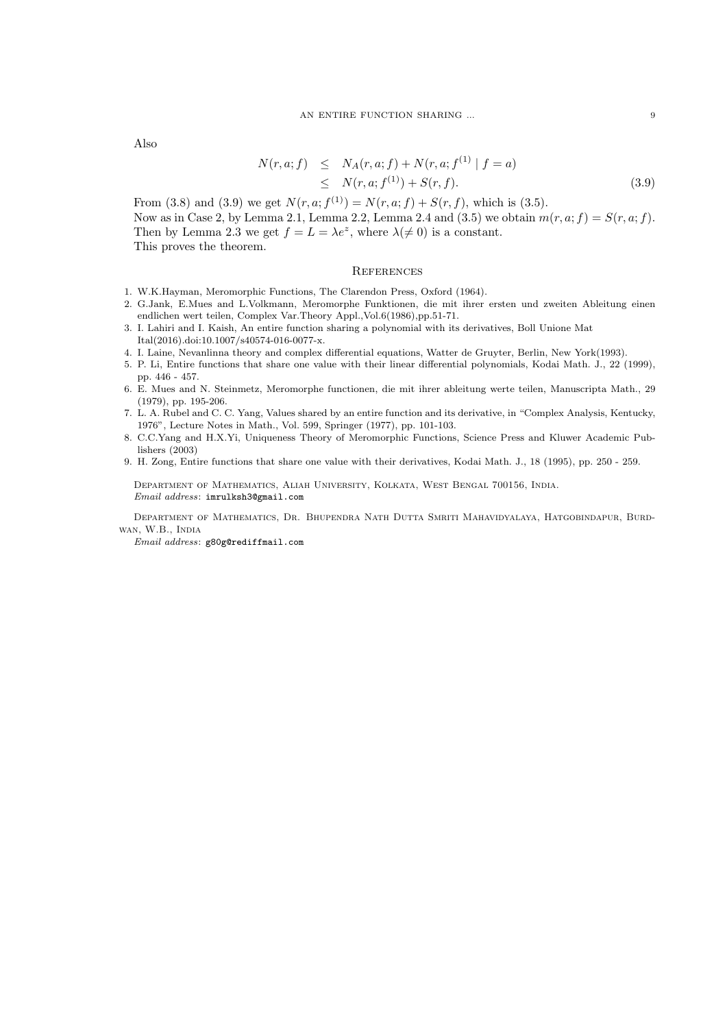Also

$$
\begin{aligned}
N(r,a;f) &\leq N_A(r,a;f) + N(r,a;f^{(1)} \mid f=a) \\
&\leq N(r,a;f^{(1)}) + S(r,f).
\end{aligned} \tag{3.9}
$$

From (3.8) and (3.9) we get $N(r,a;f^{(1)}) = N(r,a;f) + S(r,f)$, which is (3.5).

Now as in Case 2, by Lemma 2.1, Lemma 2.2, Lemma 2.4 and (3.5) we obtain $m(r,a;f) = S(r,a;f)$. Then by Lemma 2.3 we get $f = L = \lambda e^z$, where $\lambda(\neq 0)$ is a constant.

This proves the theorem.

## References

1. W.K.Hayman, Meromorphic Functions, The Clarendon Press, Oxford (1964).
2. G.Jank, E.Mues and L.Volkmann, Meromorphe Funktionen, die mit ihrer ersten und zweiten Ableitung einen endlichen wert teilen, Complex Var.Theory Appl.,Vol.6(1986),pp.51-71.
3. I. Lahiri and I. Kaish, An entire function sharing a polynomial with its derivatives, Boll Unione Mat Ital(2016).doi:10.1007/s40574-016-0077-x.
4. I. Laine, Nevanlinna theory and complex differential equations, Watter de Gruyter, Berlin, New York(1993).
5. P. Li, Entire functions that share one value with their linear differential polynomials, Kodai Math. J., 22 (1999), pp. 446 - 457.
6. E. Mues and N. Steinmetz, Meromorphe functionen, die mit ihrer ableitung werte teilen, Manuscripta Math., 29 (1979), pp. 195-206.
7. L. A. Rubel and C. C. Yang, Values shared by an entire function and its derivative, in "Complex Analysis, Kentucky, 1976", Lecture Notes in Math., Vol. 599, Springer (1977), pp. 101-103.
8. C.C.Yang and H.X.Yi, Uniqueness Theory of Meromorphic Functions, Science Press and Kluwer Academic Publishers (2003)
9. H. Zong, Entire functions that share one value with their derivatives, Kodai Math. J., 18 (1995), pp. 250 - 259.

Department of Mathematics, Aliah University, Kolkata, West Bengal 700156, India.
*Email address*: imrulksh3@gmail.com

Department of Mathematics, Dr. Bhupendra Nath Dutta Smriti Mahavidyalaya, Hatgobindapur, Burdwan, W.B., India
*Email address*: g80g@rediffmail.com